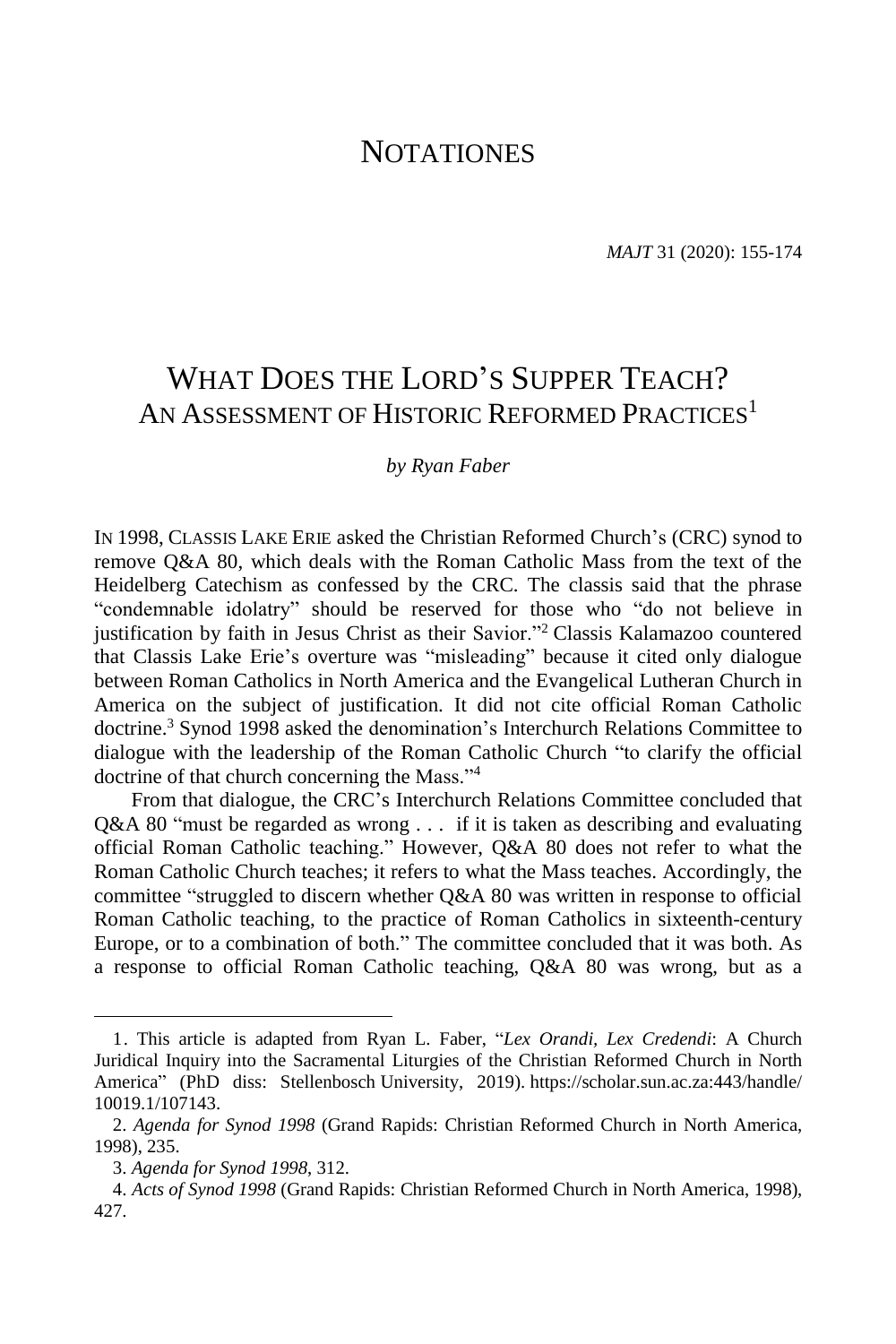# NOTATIONES

# WHAT DOES THE LORD'S SUPPER TEACH? AN ASSESSMENT OF HISTORIC REFORMED PRACTICES[1]

*by Ryan Faber*

IN 1998, CLASSIS LAKE ERIE asked the Christian Reformed Church's (CRC) synod to remove Q&A 80, which deals with the Roman Catholic Mass from the text of the Heidelberg Catechism as confessed by the CRC. The classis said that the phrase "condemnable idolatry" should be reserved for those who "do not believe in justification by faith in Jesus Christ as their Savior."[2] Classis Kalamazoo countered that Classis Lake Erie's overture was "misleading" because it cited only dialogue between Roman Catholics in North America and the Evangelical Lutheran Church in America on the subject of justification. It did not cite official Roman Catholic doctrine.[3] Synod 1998 asked the denomination's Interchurch Relations Committee to dialogue with the leadership of the Roman Catholic Church "to clarify the official doctrine of that church concerning the Mass."[4]

From that dialogue, the CRC's Interchurch Relations Committee concluded that Q&A 80 "must be regarded as wrong . . . if it is taken as describing and evaluating official Roman Catholic teaching." However, Q&A 80 does not refer to what the Roman Catholic Church teaches; it refers to what the Mass teaches. Accordingly, the committee "struggled to discern whether Q&A 80 was written in response to official Roman Catholic teaching, to the practice of Roman Catholics in sixteenth-century Europe, or to a combination of both." The committee concluded that it was both. As a response to official Roman Catholic teaching, Q&A 80 was wrong, but as a

---

1. This article is adapted from Ryan L. Faber, "*Lex Orandi, Lex Credendi*: A Church Juridical Inquiry into the Sacramental Liturgies of the Christian Reformed Church in North America" (PhD diss: Stellenbosch University, 2019). https://scholar.sun.ac.za:443/handle/10019.1/107143.

2. *Agenda for Synod 1998* (Grand Rapids: Christian Reformed Church in North America, 1998), 235.

3. *Agenda for Synod 1998*, 312.

4. *Acts of Synod 1998* (Grand Rapids: Christian Reformed Church in North America, 1998), 427.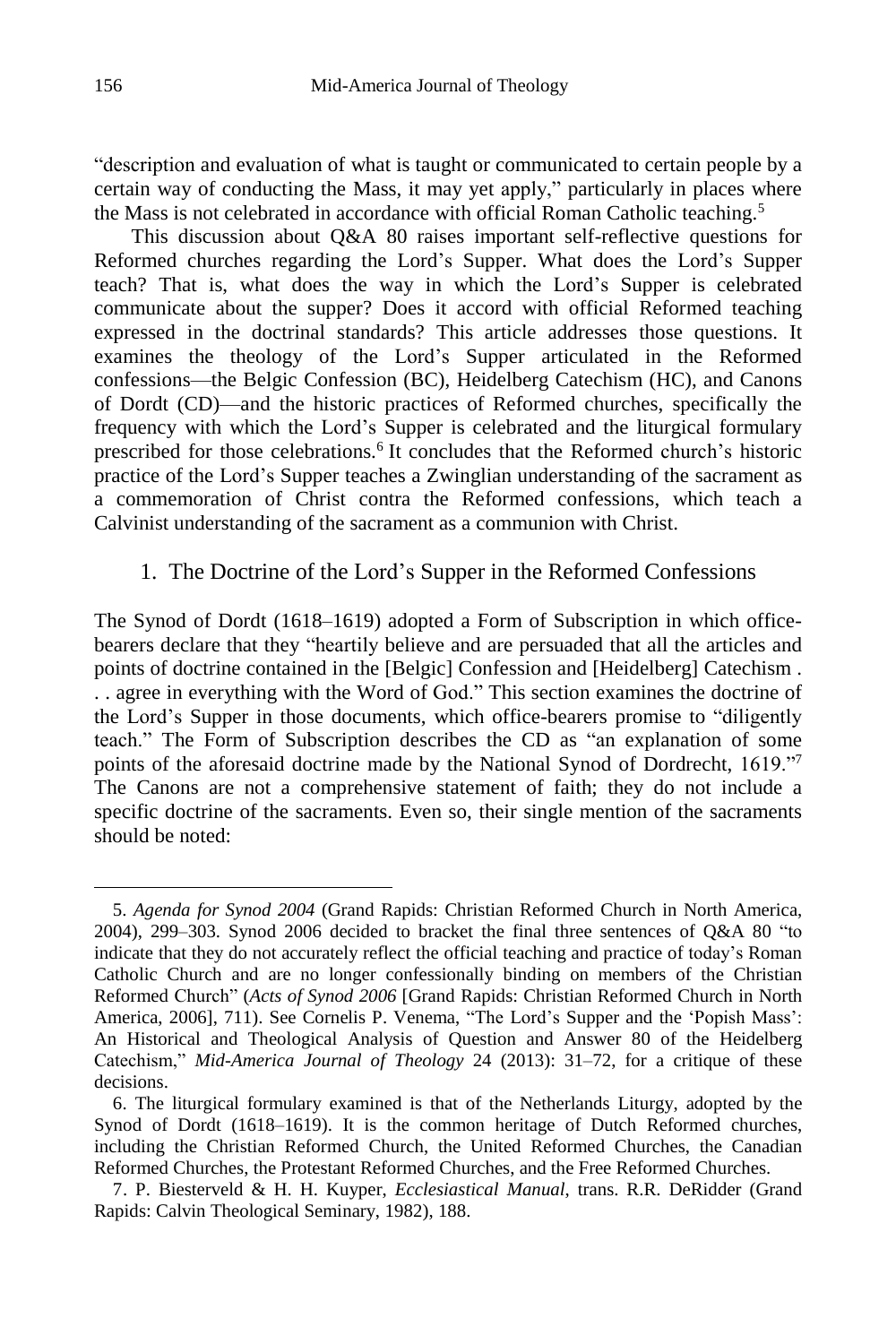"description and evaluation of what is taught or communicated to certain people by a certain way of conducting the Mass, it may yet apply," particularly in places where the Mass is not celebrated in accordance with official Roman Catholic teaching.[5]

This discussion about Q&A 80 raises important self-reflective questions for Reformed churches regarding the Lord's Supper. What does the Lord's Supper teach? That is, what does the way in which the Lord's Supper is celebrated communicate about the supper? Does it accord with official Reformed teaching expressed in the doctrinal standards? This article addresses those questions. It examines the theology of the Lord's Supper articulated in the Reformed confessions—the Belgic Confession (BC), Heidelberg Catechism (HC), and Canons of Dordt (CD)—and the historic practices of Reformed churches, specifically the frequency with which the Lord's Supper is celebrated and the liturgical formulary prescribed for those celebrations.[6] It concludes that the Reformed church's historic practice of the Lord's Supper teaches a Zwinglian understanding of the sacrament as a commemoration of Christ contra the Reformed confessions, which teach a Calvinist understanding of the sacrament as a communion with Christ.

## 1. The Doctrine of the Lord's Supper in the Reformed Confessions

The Synod of Dordt (1618–1619) adopted a Form of Subscription in which office-bearers declare that they "heartily believe and are persuaded that all the articles and points of doctrine contained in the [Belgic] Confession and [Heidelberg] Catechism . . . agree in everything with the Word of God." This section examines the doctrine of the Lord's Supper in those documents, which office-bearers promise to "diligently teach." The Form of Subscription describes the CD as "an explanation of some points of the aforesaid doctrine made by the National Synod of Dordrecht, 1619."[7] The Canons are not a comprehensive statement of faith; they do not include a specific doctrine of the sacraments. Even so, their single mention of the sacraments should be noted:

---

5. *Agenda for Synod 2004* (Grand Rapids: Christian Reformed Church in North America, 2004), 299–303. Synod 2006 decided to bracket the final three sentences of Q&A 80 "to indicate that they do not accurately reflect the official teaching and practice of today's Roman Catholic Church and are no longer confessionally binding on members of the Christian Reformed Church" (*Acts of Synod 2006* [Grand Rapids: Christian Reformed Church in North America, 2006], 711). See Cornelis P. Venema, "The Lord's Supper and the 'Popish Mass': An Historical and Theological Analysis of Question and Answer 80 of the Heidelberg Catechism," *Mid-America Journal of Theology* 24 (2013): 31–72, for a critique of these decisions.

6. The liturgical formulary examined is that of the Netherlands Liturgy, adopted by the Synod of Dordt (1618–1619). It is the common heritage of Dutch Reformed churches, including the Christian Reformed Church, the United Reformed Churches, the Canadian Reformed Churches, the Protestant Reformed Churches, and the Free Reformed Churches.

7. P. Biesterveld & H. H. Kuyper, *Ecclesiastical Manual*, trans. R.R. DeRidder (Grand Rapids: Calvin Theological Seminary, 1982), 188.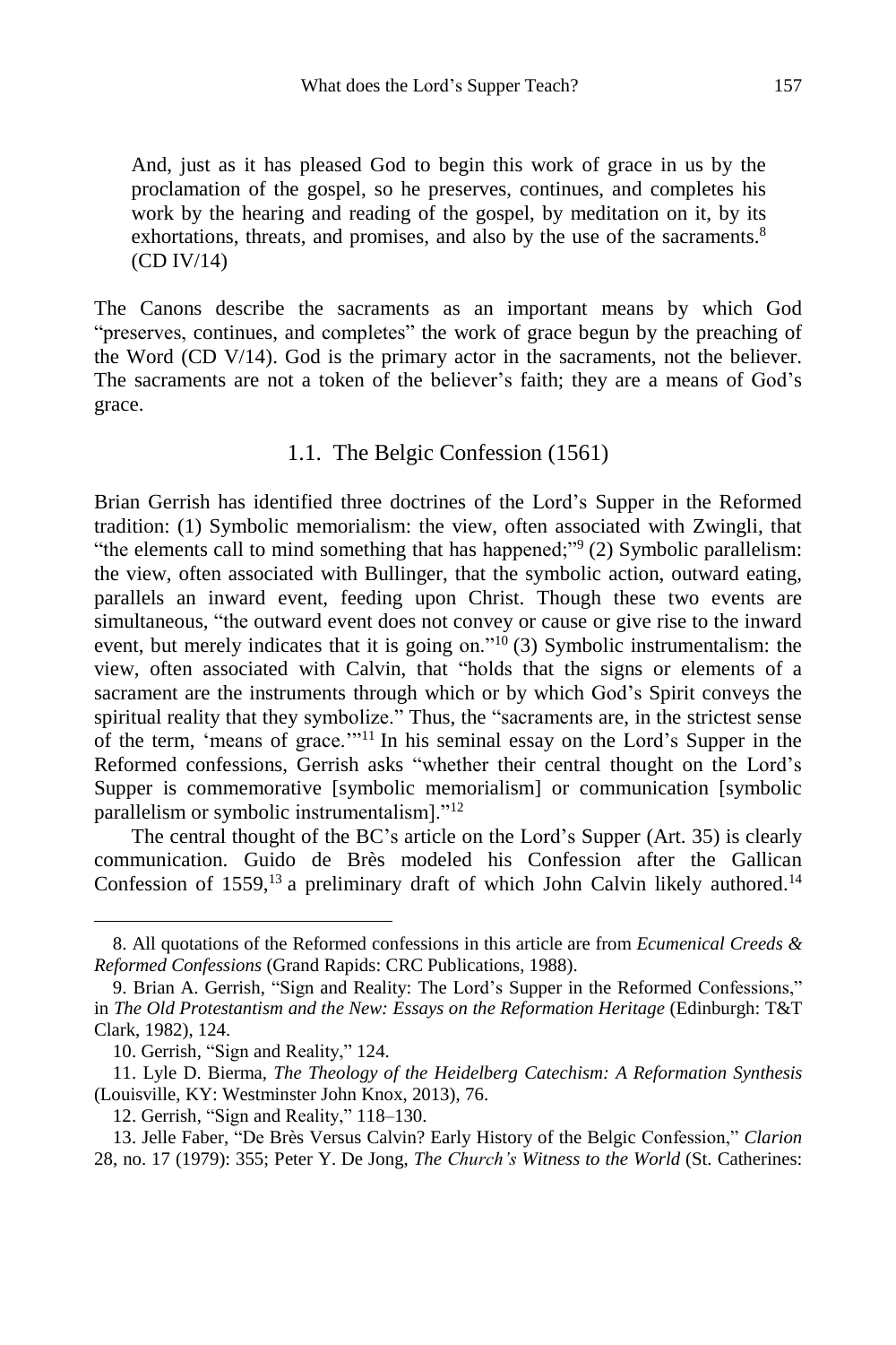> And, just as it has pleased God to begin this work of grace in us by the proclamation of the gospel, so he preserves, continues, and completes his work by the hearing and reading of the gospel, by meditation on it, by its exhortations, threats, and promises, and also by the use of the sacraments.[8] (CD IV/14)

The Canons describe the sacraments as an important means by which God "preserves, continues, and completes" the work of grace begun by the preaching of the Word (CD V/14). God is the primary actor in the sacraments, not the believer. The sacraments are not a token of the believer's faith; they are a means of God's grace.

### 1.1. The Belgic Confession (1561)

Brian Gerrish has identified three doctrines of the Lord's Supper in the Reformed tradition: (1) Symbolic memorialism: the view, often associated with Zwingli, that "the elements call to mind something that has happened;"[9] (2) Symbolic parallelism: the view, often associated with Bullinger, that the symbolic action, outward eating, parallels an inward event, feeding upon Christ. Though these two events are simultaneous, "the outward event does not convey or cause or give rise to the inward event, but merely indicates that it is going on."[10] (3) Symbolic instrumentalism: the view, often associated with Calvin, that "holds that the signs or elements of a sacrament are the instruments through which or by which God's Spirit conveys the spiritual reality that they symbolize." Thus, the "sacraments are, in the strictest sense of the term, 'means of grace.'"[11] In his seminal essay on the Lord's Supper in the Reformed confessions, Gerrish asks "whether their central thought on the Lord's Supper is commemorative [symbolic memorialism] or communication [symbolic parallelism or symbolic instrumentalism]."[12]

The central thought of the BC's article on the Lord's Supper (Art. 35) is clearly communication. Guido de Brès modeled his Confession after the Gallican Confession of 1559,[13] a preliminary draft of which John Calvin likely authored.[14]

---

8. All quotations of the Reformed confessions in this article are from *Ecumenical Creeds & Reformed Confessions* (Grand Rapids: CRC Publications, 1988).

9. Brian A. Gerrish, "Sign and Reality: The Lord's Supper in the Reformed Confessions," in *The Old Protestantism and the New: Essays on the Reformation Heritage* (Edinburgh: T&T Clark, 1982), 124.

10. Gerrish, "Sign and Reality," 124.

11. Lyle D. Bierma, *The Theology of the Heidelberg Catechism: A Reformation Synthesis* (Louisville, KY: Westminster John Knox, 2013), 76.

12. Gerrish, "Sign and Reality," 118–130.

13. Jelle Faber, "De Brès Versus Calvin? Early History of the Belgic Confession," *Clarion* 28, no. 17 (1979): 355; Peter Y. De Jong, *The Church's Witness to the World* (St. Catherines: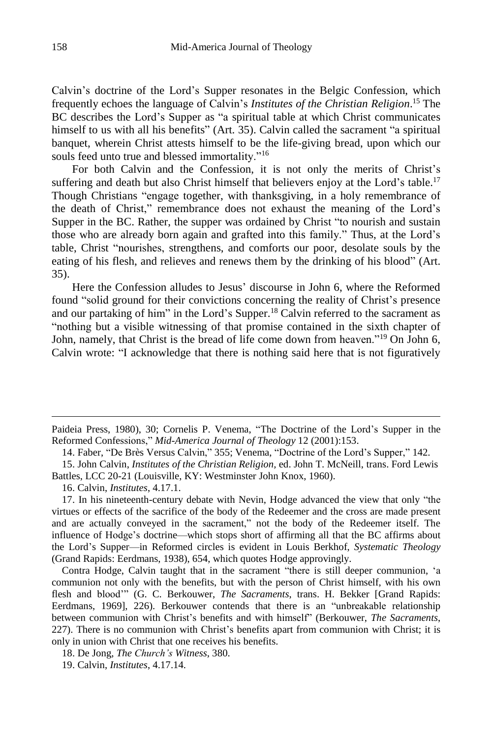Calvin's doctrine of the Lord's Supper resonates in the Belgic Confession, which frequently echoes the language of Calvin's *Institutes of the Christian Religion*.[15] The BC describes the Lord's Supper as "a spiritual table at which Christ communicates himself to us with all his benefits" (Art. 35). Calvin called the sacrament "a spiritual banquet, wherein Christ attests himself to be the life-giving bread, upon which our souls feed unto true and blessed immortality."[16]

For both Calvin and the Confession, it is not only the merits of Christ's suffering and death but also Christ himself that believers enjoy at the Lord's table.[17] Though Christians "engage together, with thanksgiving, in a holy remembrance of the death of Christ," remembrance does not exhaust the meaning of the Lord's Supper in the BC. Rather, the supper was ordained by Christ "to nourish and sustain those who are already born again and grafted into this family." Thus, at the Lord's table, Christ "nourishes, strengthens, and comforts our poor, desolate souls by the eating of his flesh, and relieves and renews them by the drinking of his blood" (Art. 35).

Here the Confession alludes to Jesus' discourse in John 6, where the Reformed found "solid ground for their convictions concerning the reality of Christ's presence and our partaking of him" in the Lord's Supper.[18] Calvin referred to the sacrament as "nothing but a visible witnessing of that promise contained in the sixth chapter of John, namely, that Christ is the bread of life come down from heaven."[19] On John 6, Calvin wrote: "I acknowledge that there is nothing said here that is not figuratively

---

Paideia Press, 1980), 30; Cornelis P. Venema, "The Doctrine of the Lord's Supper in the Reformed Confessions," *Mid-America Journal of Theology* 12 (2001):153.

14. Faber, "De Brès Versus Calvin," 355; Venema, "Doctrine of the Lord's Supper," 142.

15. John Calvin, *Institutes of the Christian Religion*, ed. John T. McNeill, trans. Ford Lewis Battles, LCC 20-21 (Louisville, KY: Westminster John Knox, 1960).

16. Calvin, *Institutes*, 4.17.1.

17. In his nineteenth-century debate with Nevin, Hodge advanced the view that only "the virtues or effects of the sacrifice of the body of the Redeemer and the cross are made present and are actually conveyed in the sacrament," not the body of the Redeemer itself. The influence of Hodge's doctrine—which stops short of affirming all that the BC affirms about the Lord's Supper—in Reformed circles is evident in Louis Berkhof, *Systematic Theology* (Grand Rapids: Eerdmans, 1938), 654, which quotes Hodge approvingly.

Contra Hodge, Calvin taught that in the sacrament "there is still deeper communion, 'a communion not only with the benefits, but with the person of Christ himself, with his own flesh and blood'" (G. C. Berkouwer, *The Sacraments*, trans. H. Bekker [Grand Rapids: Eerdmans, 1969], 226). Berkouwer contends that there is an "unbreakable relationship between communion with Christ's benefits and with himself" (Berkouwer, *The Sacraments*, 227). There is no communion with Christ's benefits apart from communion with Christ; it is only in union with Christ that one receives his benefits.

18. De Jong, *The Church's Witness*, 380.

19. Calvin, *Institutes*, 4.17.14.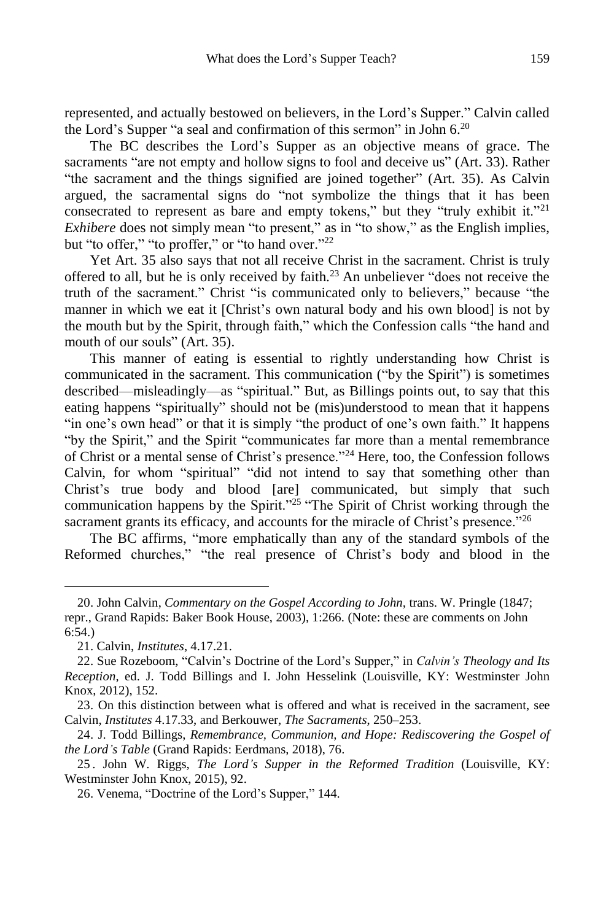represented, and actually bestowed on believers, in the Lord's Supper." Calvin called the Lord's Supper "a seal and confirmation of this sermon" in John 6.[20]

The BC describes the Lord's Supper as an objective means of grace. The sacraments "are not empty and hollow signs to fool and deceive us" (Art. 33). Rather "the sacrament and the things signified are joined together" (Art. 35). As Calvin argued, the sacramental signs do "not symbolize the things that it has been consecrated to represent as bare and empty tokens," but they "truly exhibit it."[21] *Exhibere* does not simply mean "to present," as in "to show," as the English implies, but "to offer," "to proffer," or "to hand over."[22]

Yet Art. 35 also says that not all receive Christ in the sacrament. Christ is truly offered to all, but he is only received by faith.[23] An unbeliever "does not receive the truth of the sacrament." Christ "is communicated only to believers," because "the manner in which we eat it [Christ's own natural body and his own blood] is not by the mouth but by the Spirit, through faith," which the Confession calls "the hand and mouth of our souls" (Art. 35).

This manner of eating is essential to rightly understanding how Christ is communicated in the sacrament. This communication ("by the Spirit") is sometimes described—misleadingly—as "spiritual." But, as Billings points out, to say that this eating happens "spiritually" should not be (mis)understood to mean that it happens "in one's own head" or that it is simply "the product of one's own faith." It happens "by the Spirit," and the Spirit "communicates far more than a mental remembrance of Christ or a mental sense of Christ's presence."[24] Here, too, the Confession follows Calvin, for whom "spiritual" "did not intend to say that something other than Christ's true body and blood [are] communicated, but simply that such communication happens by the Spirit."[25] "The Spirit of Christ working through the sacrament grants its efficacy, and accounts for the miracle of Christ's presence."[26]

The BC affirms, "more emphatically than any of the standard symbols of the Reformed churches," "the real presence of Christ's body and blood in the

---

20. John Calvin, *Commentary on the Gospel According to John*, trans. W. Pringle (1847; repr., Grand Rapids: Baker Book House, 2003), 1:266. (Note: these are comments on John 6:54.)

21. Calvin, *Institutes*, 4.17.21.

22. Sue Rozeboom, "Calvin's Doctrine of the Lord's Supper," in *Calvin's Theology and Its Reception*, ed. J. Todd Billings and I. John Hesselink (Louisville, KY: Westminster John Knox, 2012), 152.

23. On this distinction between what is offered and what is received in the sacrament, see Calvin, *Institutes* 4.17.33, and Berkouwer, *The Sacraments*, 250–253.

24. J. Todd Billings, *Remembrance, Communion, and Hope: Rediscovering the Gospel of the Lord's Table* (Grand Rapids: Eerdmans, 2018), 76.

25. John W. Riggs, *The Lord's Supper in the Reformed Tradition* (Louisville, KY: Westminster John Knox, 2015), 92.

26. Venema, "Doctrine of the Lord's Supper," 144.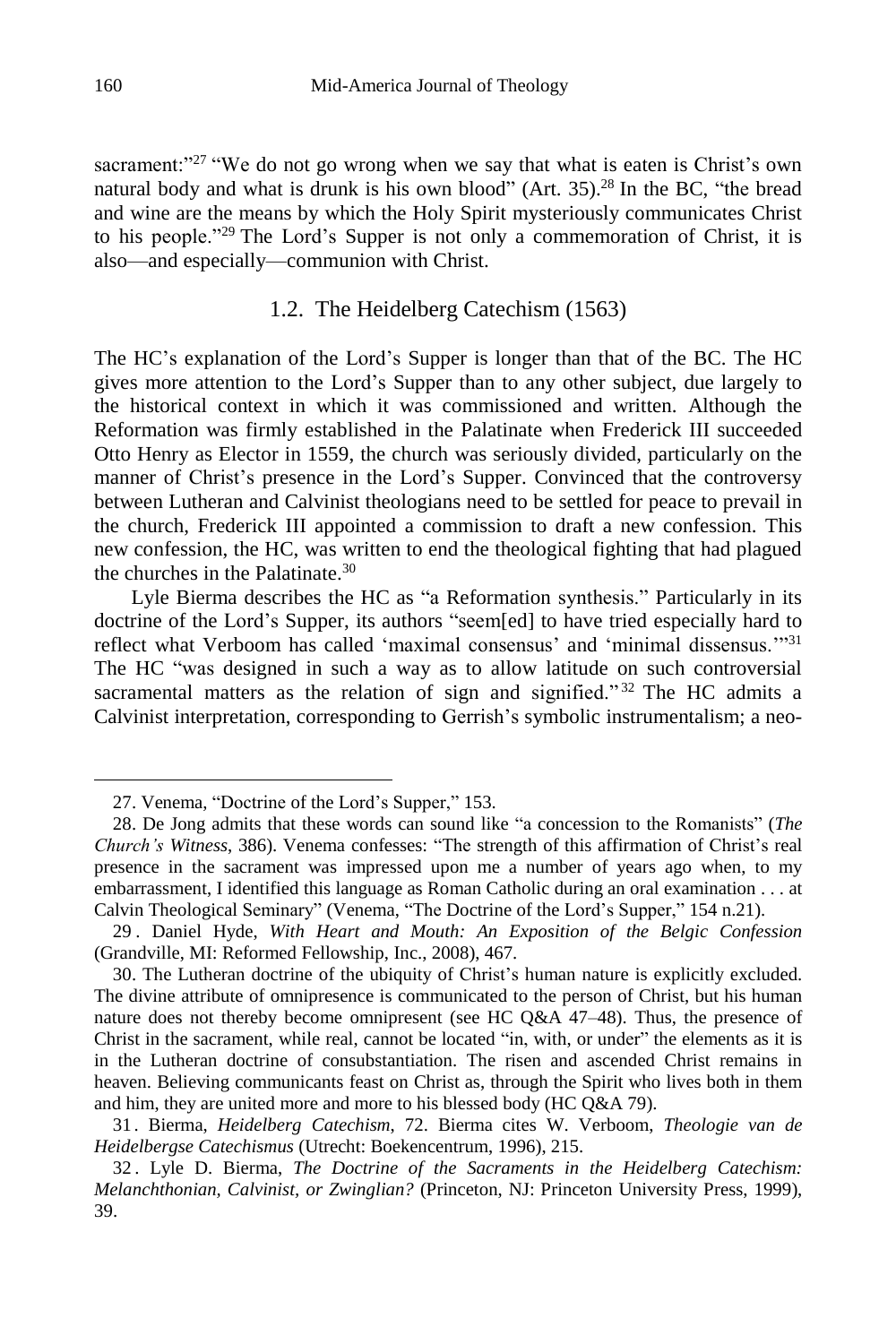sacrament:"[27] "We do not go wrong when we say that what is eaten is Christ's own natural body and what is drunk is his own blood" (Art. 35).[28] In the BC, "the bread and wine are the means by which the Holy Spirit mysteriously communicates Christ to his people."[29] The Lord's Supper is not only a commemoration of Christ, it is also—and especially—communion with Christ.

### 1.2. The Heidelberg Catechism (1563)

The HC's explanation of the Lord's Supper is longer than that of the BC. The HC gives more attention to the Lord's Supper than to any other subject, due largely to the historical context in which it was commissioned and written. Although the Reformation was firmly established in the Palatinate when Frederick III succeeded Otto Henry as Elector in 1559, the church was seriously divided, particularly on the manner of Christ's presence in the Lord's Supper. Convinced that the controversy between Lutheran and Calvinist theologians need to be settled for peace to prevail in the church, Frederick III appointed a commission to draft a new confession. This new confession, the HC, was written to end the theological fighting that had plagued the churches in the Palatinate.[30]

Lyle Bierma describes the HC as "a Reformation synthesis." Particularly in its doctrine of the Lord's Supper, its authors "seem[ed] to have tried especially hard to reflect what Verboom has called 'maximal consensus' and 'minimal dissensus.'"[31] The HC "was designed in such a way as to allow latitude on such controversial sacramental matters as the relation of sign and signified."[32] The HC admits a Calvinist interpretation, corresponding to Gerrish's symbolic instrumentalism; a neo-

---

27. Venema, "Doctrine of the Lord's Supper," 153.

28. De Jong admits that these words can sound like "a concession to the Romanists" (*The Church's Witness*, 386). Venema confesses: "The strength of this affirmation of Christ's real presence in the sacrament was impressed upon me a number of years ago when, to my embarrassment, I identified this language as Roman Catholic during an oral examination . . . at Calvin Theological Seminary" (Venema, "The Doctrine of the Lord's Supper," 154 n.21).

29. Daniel Hyde, *With Heart and Mouth: An Exposition of the Belgic Confession* (Grandville, MI: Reformed Fellowship, Inc., 2008), 467.

30. The Lutheran doctrine of the ubiquity of Christ's human nature is explicitly excluded. The divine attribute of omnipresence is communicated to the person of Christ, but his human nature does not thereby become omnipresent (see HC Q&A 47–48). Thus, the presence of Christ in the sacrament, while real, cannot be located "in, with, or under" the elements as it is in the Lutheran doctrine of consubstantiation. The risen and ascended Christ remains in heaven. Believing communicants feast on Christ as, through the Spirit who lives both in them and him, they are united more and more to his blessed body (HC Q&A 79).

31. Bierma, *Heidelberg Catechism*, 72. Bierma cites W. Verboom, *Theologie van de Heidelbergse Catechismus* (Utrecht: Boekencentrum, 1996), 215.

32. Lyle D. Bierma, *The Doctrine of the Sacraments in the Heidelberg Catechism: Melanchthonian, Calvinist, or Zwinglian?* (Princeton, NJ: Princeton University Press, 1999), 39.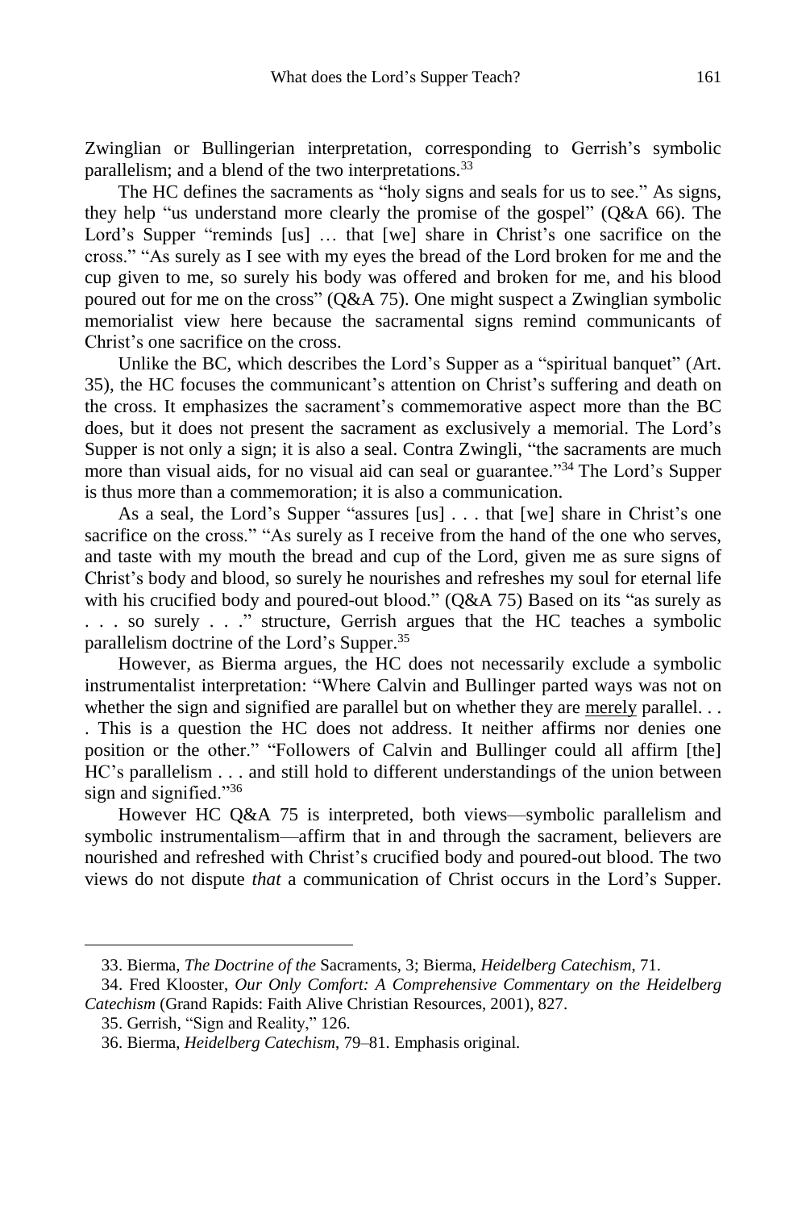Zwinglian or Bullingerian interpretation, corresponding to Gerrish's symbolic parallelism; and a blend of the two interpretations.[33]

The HC defines the sacraments as "holy signs and seals for us to see." As signs, they help "us understand more clearly the promise of the gospel" (Q&A 66). The Lord's Supper "reminds [us] … that [we] share in Christ's one sacrifice on the cross." "As surely as I see with my eyes the bread of the Lord broken for me and the cup given to me, so surely his body was offered and broken for me, and his blood poured out for me on the cross" (Q&A 75). One might suspect a Zwinglian symbolic memorialist view here because the sacramental signs remind communicants of Christ's one sacrifice on the cross.

Unlike the BC, which describes the Lord's Supper as a "spiritual banquet" (Art. 35), the HC focuses the communicant's attention on Christ's suffering and death on the cross. It emphasizes the sacrament's commemorative aspect more than the BC does, but it does not present the sacrament as exclusively a memorial. The Lord's Supper is not only a sign; it is also a seal. Contra Zwingli, "the sacraments are much more than visual aids, for no visual aid can seal or guarantee."[34] The Lord's Supper is thus more than a commemoration; it is also a communication.

As a seal, the Lord's Supper "assures [us] . . . that [we] share in Christ's one sacrifice on the cross." "As surely as I receive from the hand of the one who serves, and taste with my mouth the bread and cup of the Lord, given me as sure signs of Christ's body and blood, so surely he nourishes and refreshes my soul for eternal life with his crucified body and poured-out blood." (Q&A 75) Based on its "as surely as . . . so surely . . ." structure, Gerrish argues that the HC teaches a symbolic parallelism doctrine of the Lord's Supper.[35]

However, as Bierma argues, the HC does not necessarily exclude a symbolic instrumentalist interpretation: "Where Calvin and Bullinger parted ways was not on whether the sign and signified are parallel but on whether they are <u>merely</u> parallel. . . . This is a question the HC does not address. It neither affirms nor denies one position or the other." "Followers of Calvin and Bullinger could all affirm [the] HC's parallelism . . . and still hold to different understandings of the union between sign and signified."[36]

However HC Q&A 75 is interpreted, both views—symbolic parallelism and symbolic instrumentalism—affirm that in and through the sacrament, believers are nourished and refreshed with Christ's crucified body and poured-out blood. The two views do not dispute *that* a communication of Christ occurs in the Lord's Supper.

---

33. Bierma, *The Doctrine of the* Sacraments, 3; Bierma, *Heidelberg Catechism*, 71.

34. Fred Klooster, *Our Only Comfort: A Comprehensive Commentary on the Heidelberg Catechism* (Grand Rapids: Faith Alive Christian Resources, 2001), 827.

35. Gerrish, "Sign and Reality," 126.

36. Bierma, *Heidelberg Catechism*, 79–81. Emphasis original.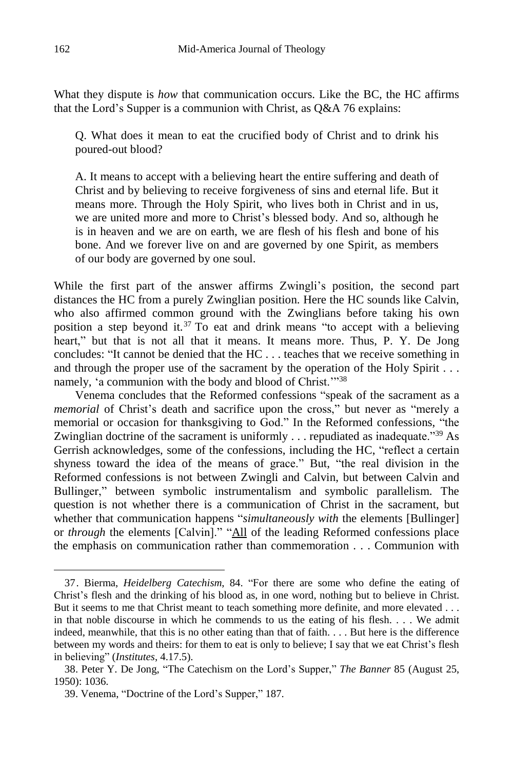What they dispute is *how* that communication occurs. Like the BC, the HC affirms that the Lord's Supper is a communion with Christ, as Q&A 76 explains:

> Q. What does it mean to eat the crucified body of Christ and to drink his poured-out blood?
>
> A. It means to accept with a believing heart the entire suffering and death of Christ and by believing to receive forgiveness of sins and eternal life. But it means more. Through the Holy Spirit, who lives both in Christ and in us, we are united more and more to Christ's blessed body. And so, although he is in heaven and we are on earth, we are flesh of his flesh and bone of his bone. And we forever live on and are governed by one Spirit, as members of our body are governed by one soul.

While the first part of the answer affirms Zwingli's position, the second part distances the HC from a purely Zwinglian position. Here the HC sounds like Calvin, who also affirmed common ground with the Zwinglians before taking his own position a step beyond it.[37] To eat and drink means "to accept with a believing heart," but that is not all that it means. It means more. Thus, P. Y. De Jong concludes: "It cannot be denied that the HC . . . teaches that we receive something in and through the proper use of the sacrament by the operation of the Holy Spirit . . . namely, 'a communion with the body and blood of Christ.'"[38]

Venema concludes that the Reformed confessions "speak of the sacrament as a *memorial* of Christ's death and sacrifice upon the cross," but never as "merely a memorial or occasion for thanksgiving to God." In the Reformed confessions, "the Zwinglian doctrine of the sacrament is uniformly . . . repudiated as inadequate."[39] As Gerrish acknowledges, some of the confessions, including the HC, "reflect a certain shyness toward the idea of the means of grace." But, "the real division in the Reformed confessions is not between Zwingli and Calvin, but between Calvin and Bullinger," between symbolic instrumentalism and symbolic parallelism. The question is not whether there is a communication of Christ in the sacrament, but whether that communication happens "*simultaneously with* the elements [Bullinger] or *through* the elements [Calvin]." "<u>All</u> of the leading Reformed confessions place the emphasis on communication rather than commemoration . . . Communion with

---

37. Bierma, *Heidelberg Catechism*, 84. "For there are some who define the eating of Christ's flesh and the drinking of his blood as, in one word, nothing but to believe in Christ. But it seems to me that Christ meant to teach something more definite, and more elevated . . . in that noble discourse in which he commends to us the eating of his flesh. . . . We admit indeed, meanwhile, that this is no other eating than that of faith. . . . But here is the difference between my words and theirs: for them to eat is only to believe; I say that we eat Christ's flesh in believing" (*Institutes*, 4.17.5).

38. Peter Y. De Jong, "The Catechism on the Lord's Supper," *The Banner* 85 (August 25, 1950): 1036.

39. Venema, "Doctrine of the Lord's Supper," 187.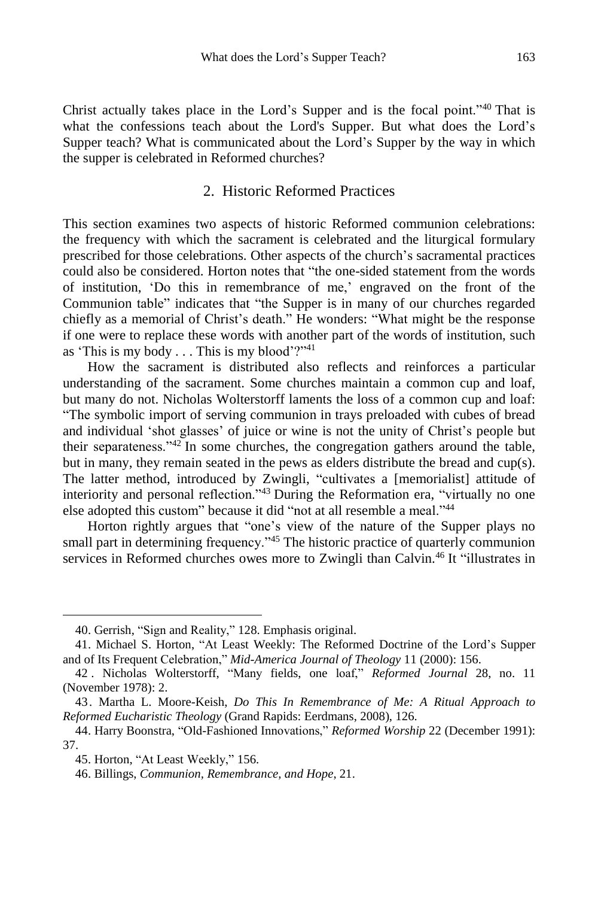Christ actually takes place in the Lord's Supper and is the focal point."[40] That is what the confessions teach about the Lord's Supper. But what does the Lord's Supper teach? What is communicated about the Lord's Supper by the way in which the supper is celebrated in Reformed churches?

## 2. Historic Reformed Practices

This section examines two aspects of historic Reformed communion celebrations: the frequency with which the sacrament is celebrated and the liturgical formulary prescribed for those celebrations. Other aspects of the church's sacramental practices could also be considered. Horton notes that "the one-sided statement from the words of institution, 'Do this in remembrance of me,' engraved on the front of the Communion table" indicates that "the Supper is in many of our churches regarded chiefly as a memorial of Christ's death." He wonders: "What might be the response if one were to replace these words with another part of the words of institution, such as 'This is my body . . . This is my blood'?"[41]

How the sacrament is distributed also reflects and reinforces a particular understanding of the sacrament. Some churches maintain a common cup and loaf, but many do not. Nicholas Wolterstorff laments the loss of a common cup and loaf: "The symbolic import of serving communion in trays preloaded with cubes of bread and individual 'shot glasses' of juice or wine is not the unity of Christ's people but their separateness."[42] In some churches, the congregation gathers around the table, but in many, they remain seated in the pews as elders distribute the bread and cup(s). The latter method, introduced by Zwingli, "cultivates a [memorialist] attitude of interiority and personal reflection."[43] During the Reformation era, "virtually no one else adopted this custom" because it did "not at all resemble a meal."[44]

Horton rightly argues that "one's view of the nature of the Supper plays no small part in determining frequency."[45] The historic practice of quarterly communion services in Reformed churches owes more to Zwingli than Calvin.[46] It "illustrates in

---

40. Gerrish, "Sign and Reality," 128. Emphasis original.

41. Michael S. Horton, "At Least Weekly: The Reformed Doctrine of the Lord's Supper and of Its Frequent Celebration," *Mid-America Journal of Theology* 11 (2000): 156.

42. Nicholas Wolterstorff, "Many fields, one loaf," *Reformed Journal* 28, no. 11 (November 1978): 2.

43. Martha L. Moore-Keish, *Do This In Remembrance of Me: A Ritual Approach to Reformed Eucharistic Theology* (Grand Rapids: Eerdmans, 2008), 126.

44. Harry Boonstra, "Old-Fashioned Innovations," *Reformed Worship* 22 (December 1991): 37.

45. Horton, "At Least Weekly," 156.

46. Billings, *Communion, Remembrance, and Hope*, 21.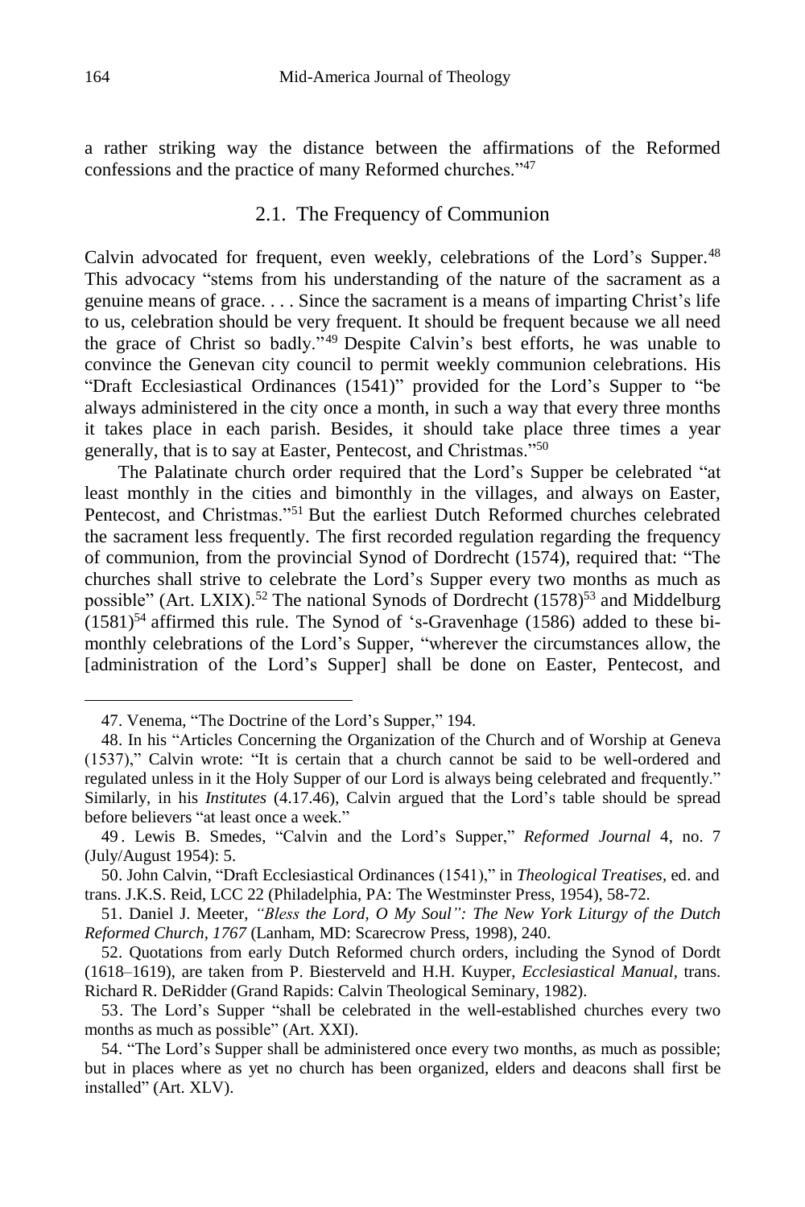a rather striking way the distance between the affirmations of the Reformed confessions and the practice of many Reformed churches."[47]

## 2.1. The Frequency of Communion

Calvin advocated for frequent, even weekly, celebrations of the Lord's Supper.[48] This advocacy "stems from his understanding of the nature of the sacrament as a genuine means of grace. . . . Since the sacrament is a means of imparting Christ's life to us, celebration should be very frequent. It should be frequent because we all need the grace of Christ so badly."[49] Despite Calvin's best efforts, he was unable to convince the Genevan city council to permit weekly communion celebrations. His "Draft Ecclesiastical Ordinances (1541)" provided for the Lord's Supper to "be always administered in the city once a month, in such a way that every three months it takes place in each parish. Besides, it should take place three times a year generally, that is to say at Easter, Pentecost, and Christmas."[50]

The Palatinate church order required that the Lord's Supper be celebrated "at least monthly in the cities and bimonthly in the villages, and always on Easter, Pentecost, and Christmas."[51] But the earliest Dutch Reformed churches celebrated the sacrament less frequently. The first recorded regulation regarding the frequency of communion, from the provincial Synod of Dordrecht (1574), required that: "The churches shall strive to celebrate the Lord's Supper every two months as much as possible" (Art. LXIX).[52] The national Synods of Dordrecht (1578)[53] and Middelburg (1581)[54] affirmed this rule. The Synod of 's-Gravenhage (1586) added to these bi-monthly celebrations of the Lord's Supper, "wherever the circumstances allow, the [administration of the Lord's Supper] shall be done on Easter, Pentecost, and

---

47. Venema, "The Doctrine of the Lord's Supper," 194.

48. In his "Articles Concerning the Organization of the Church and of Worship at Geneva (1537)," Calvin wrote: "It is certain that a church cannot be said to be well-ordered and regulated unless in it the Holy Supper of our Lord is always being celebrated and frequently." Similarly, in his *Institutes* (4.17.46), Calvin argued that the Lord's table should be spread before believers "at least once a week."

49. Lewis B. Smedes, "Calvin and the Lord's Supper," *Reformed Journal* 4, no. 7 (July/August 1954): 5.

50. John Calvin, "Draft Ecclesiastical Ordinances (1541)," in *Theological Treatises*, ed. and trans. J.K.S. Reid, LCC 22 (Philadelphia, PA: The Westminster Press, 1954), 58-72.

51. Daniel J. Meeter, *"Bless the Lord, O My Soul": The New York Liturgy of the Dutch Reformed Church, 1767* (Lanham, MD: Scarecrow Press, 1998), 240.

52. Quotations from early Dutch Reformed church orders, including the Synod of Dordt (1618–1619), are taken from P. Biesterveld and H.H. Kuyper, *Ecclesiastical Manual*, trans. Richard R. DeRidder (Grand Rapids: Calvin Theological Seminary, 1982).

53. The Lord's Supper "shall be celebrated in the well-established churches every two months as much as possible" (Art. XXI).

54. "The Lord's Supper shall be administered once every two months, as much as possible; but in places where as yet no church has been organized, elders and deacons shall first be installed" (Art. XLV).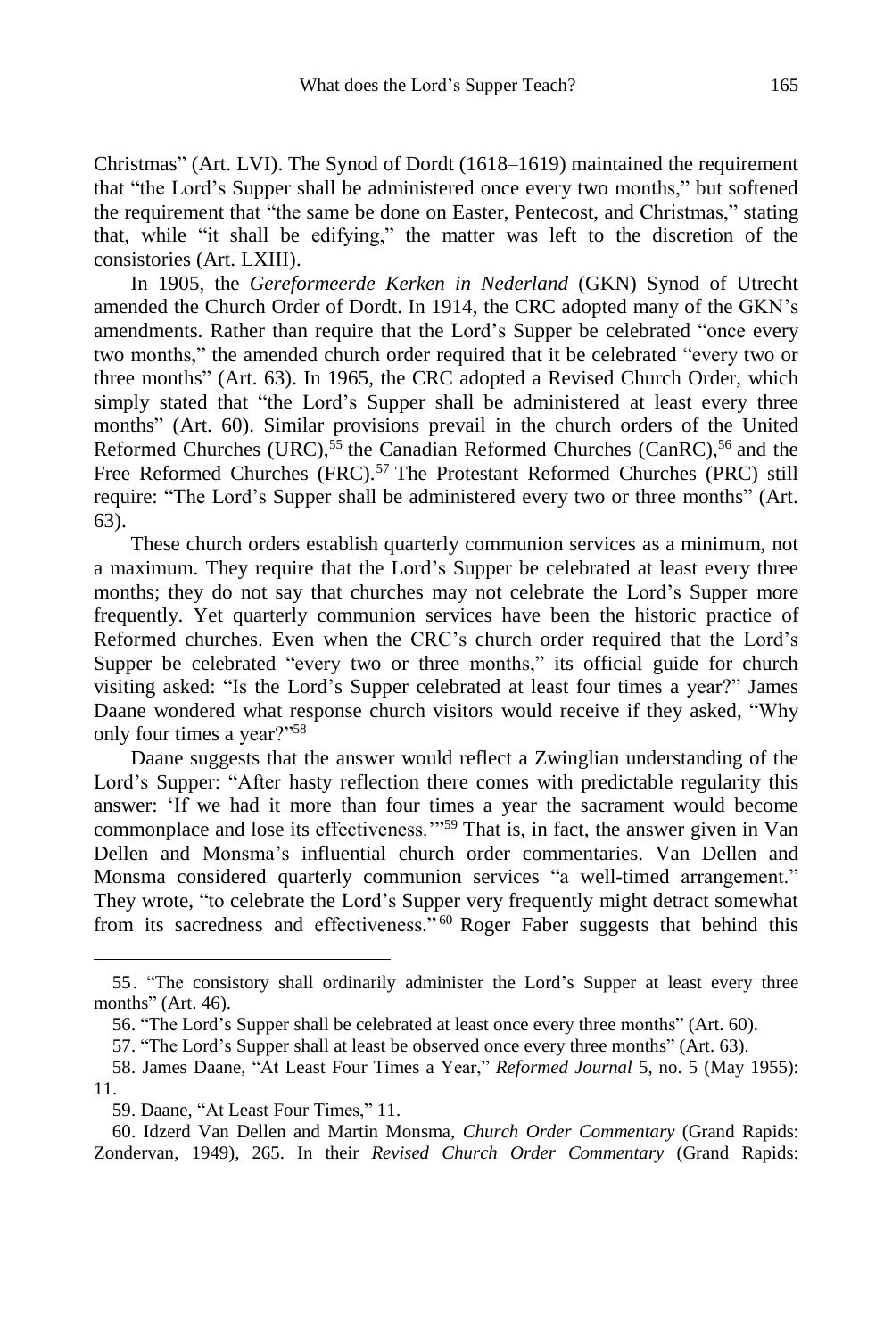Christmas" (Art. LVI). The Synod of Dordt (1618–1619) maintained the requirement that "the Lord's Supper shall be administered once every two months," but softened the requirement that "the same be done on Easter, Pentecost, and Christmas," stating that, while "it shall be edifying," the matter was left to the discretion of the consistories (Art. LXIII).

In 1905, the *Gereformeerde Kerken in Nederland* (GKN) Synod of Utrecht amended the Church Order of Dordt. In 1914, the CRC adopted many of the GKN's amendments. Rather than require that the Lord's Supper be celebrated "once every two months," the amended church order required that it be celebrated "every two or three months" (Art. 63). In 1965, the CRC adopted a Revised Church Order, which simply stated that "the Lord's Supper shall be administered at least every three months" (Art. 60). Similar provisions prevail in the church orders of the United Reformed Churches (URC),[55] the Canadian Reformed Churches (CanRC),[56] and the Free Reformed Churches (FRC).[57] The Protestant Reformed Churches (PRC) still require: "The Lord's Supper shall be administered every two or three months" (Art. 63).

These church orders establish quarterly communion services as a minimum, not a maximum. They require that the Lord's Supper be celebrated at least every three months; they do not say that churches may not celebrate the Lord's Supper more frequently. Yet quarterly communion services have been the historic practice of Reformed churches. Even when the CRC's church order required that the Lord's Supper be celebrated "every two or three months," its official guide for church visiting asked: "Is the Lord's Supper celebrated at least four times a year?" James Daane wondered what response church visitors would receive if they asked, "Why only four times a year?"[58]

Daane suggests that the answer would reflect a Zwinglian understanding of the Lord's Supper: "After hasty reflection there comes with predictable regularity this answer: 'If we had it more than four times a year the sacrament would become commonplace and lose its effectiveness.'"[59] That is, in fact, the answer given in Van Dellen and Monsma's influential church order commentaries. Van Dellen and Monsma considered quarterly communion services "a well-timed arrangement." They wrote, "to celebrate the Lord's Supper very frequently might detract somewhat from its sacredness and effectiveness."[60] Roger Faber suggests that behind this

---

55. "The consistory shall ordinarily administer the Lord's Supper at least every three months" (Art. 46).

56. "The Lord's Supper shall be celebrated at least once every three months" (Art. 60).

57. "The Lord's Supper shall at least be observed once every three months" (Art. 63).

58. James Daane, "At Least Four Times a Year," *Reformed Journal* 5, no. 5 (May 1955): 11.

59. Daane, "At Least Four Times," 11.

60. Idzerd Van Dellen and Martin Monsma, *Church Order Commentary* (Grand Rapids: Zondervan, 1949), 265. In their *Revised Church Order Commentary* (Grand Rapids: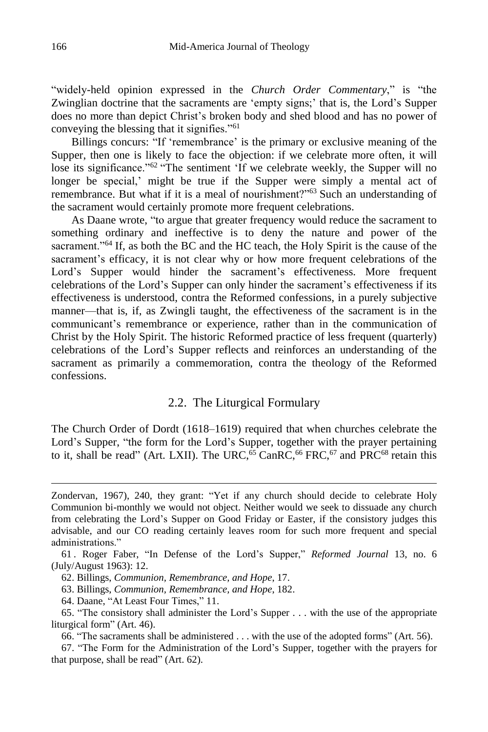"widely-held opinion expressed in the *Church Order Commentary*," is "the Zwinglian doctrine that the sacraments are 'empty signs;' that is, the Lord's Supper does no more than depict Christ's broken body and shed blood and has no power of conveying the blessing that it signifies."[61]

Billings concurs: "If 'remembrance' is the primary or exclusive meaning of the Supper, then one is likely to face the objection: if we celebrate more often, it will lose its significance."[62] "The sentiment 'If we celebrate weekly, the Supper will no longer be special,' might be true if the Supper were simply a mental act of remembrance. But what if it is a meal of nourishment?"[63] Such an understanding of the sacrament would certainly promote more frequent celebrations.

As Daane wrote, "to argue that greater frequency would reduce the sacrament to something ordinary and ineffective is to deny the nature and power of the sacrament."[64] If, as both the BC and the HC teach, the Holy Spirit is the cause of the sacrament's efficacy, it is not clear why or how more frequent celebrations of the Lord's Supper would hinder the sacrament's effectiveness. More frequent celebrations of the Lord's Supper can only hinder the sacrament's effectiveness if its effectiveness is understood, contra the Reformed confessions, in a purely subjective manner—that is, if, as Zwingli taught, the effectiveness of the sacrament is in the communicant's remembrance or experience, rather than in the communication of Christ by the Holy Spirit. The historic Reformed practice of less frequent (quarterly) celebrations of the Lord's Supper reflects and reinforces an understanding of the sacrament as primarily a commemoration, contra the theology of the Reformed confessions.

## 2.2. The Liturgical Formulary

The Church Order of Dordt (1618–1619) required that when churches celebrate the Lord's Supper, "the form for the Lord's Supper, together with the prayer pertaining to it, shall be read" (Art. LXII). The URC,[65] CanRC,[66] FRC,[67] and PRC[68] retain this

---

Zondervan, 1967), 240, they grant: "Yet if any church should decide to celebrate Holy Communion bi-monthly we would not object. Neither would we seek to dissuade any church from celebrating the Lord's Supper on Good Friday or Easter, if the consistory judges this advisable, and our CO reading certainly leaves room for such more frequent and special administrations."

61. Roger Faber, "In Defense of the Lord's Supper," *Reformed Journal* 13, no. 6 (July/August 1963): 12.

62. Billings, *Communion, Remembrance, and Hope*, 17.

63. Billings, *Communion, Remembrance, and Hope*, 182.

64. Daane, "At Least Four Times," 11.

65. "The consistory shall administer the Lord's Supper . . . with the use of the appropriate liturgical form" (Art. 46).

66. "The sacraments shall be administered . . . with the use of the adopted forms" (Art. 56).

67. "The Form for the Administration of the Lord's Supper, together with the prayers for that purpose, shall be read" (Art. 62).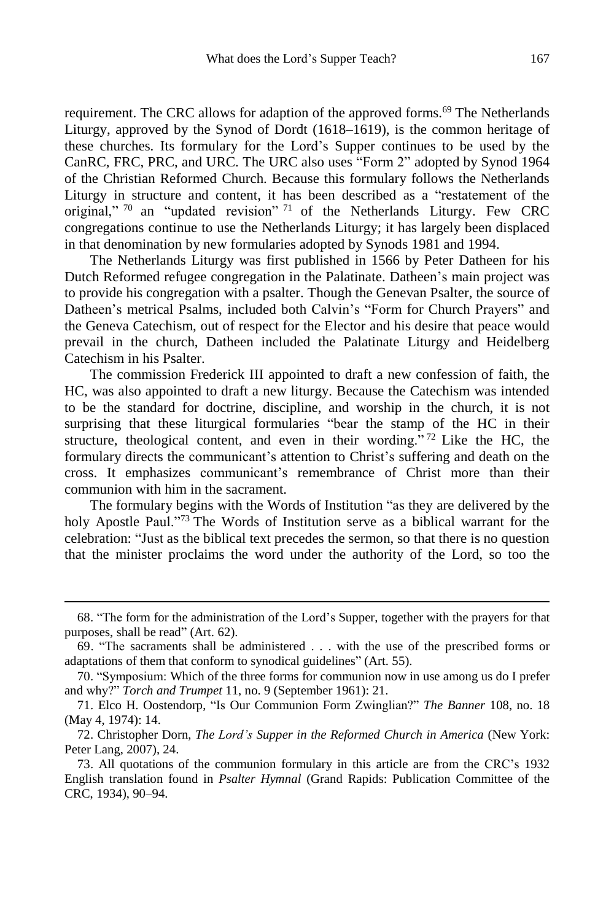requirement. The CRC allows for adaption of the approved forms.[69] The Netherlands Liturgy, approved by the Synod of Dordt (1618–1619), is the common heritage of these churches. Its formulary for the Lord's Supper continues to be used by the CanRC, FRC, PRC, and URC. The URC also uses "Form 2" adopted by Synod 1964 of the Christian Reformed Church. Because this formulary follows the Netherlands Liturgy in structure and content, it has been described as a "restatement of the original,"[70] an "updated revision"[71] of the Netherlands Liturgy. Few CRC congregations continue to use the Netherlands Liturgy; it has largely been displaced in that denomination by new formularies adopted by Synods 1981 and 1994.

The Netherlands Liturgy was first published in 1566 by Peter Datheen for his Dutch Reformed refugee congregation in the Palatinate. Datheen's main project was to provide his congregation with a psalter. Though the Genevan Psalter, the source of Datheen's metrical Psalms, included both Calvin's "Form for Church Prayers" and the Geneva Catechism, out of respect for the Elector and his desire that peace would prevail in the church, Datheen included the Palatinate Liturgy and Heidelberg Catechism in his Psalter.

The commission Frederick III appointed to draft a new confession of faith, the HC, was also appointed to draft a new liturgy. Because the Catechism was intended to be the standard for doctrine, discipline, and worship in the church, it is not surprising that these liturgical formularies "bear the stamp of the HC in their structure, theological content, and even in their wording."[72] Like the HC, the formulary directs the communicant's attention to Christ's suffering and death on the cross. It emphasizes communicant's remembrance of Christ more than their communion with him in the sacrament.

The formulary begins with the Words of Institution "as they are delivered by the holy Apostle Paul."[73] The Words of Institution serve as a biblical warrant for the celebration: "Just as the biblical text precedes the sermon, so that there is no question that the minister proclaims the word under the authority of the Lord, so too the

---

68. "The form for the administration of the Lord's Supper, together with the prayers for that purposes, shall be read" (Art. 62).

69. "The sacraments shall be administered . . . with the use of the prescribed forms or adaptations of them that conform to synodical guidelines" (Art. 55).

70. "Symposium: Which of the three forms for communion now in use among us do I prefer and why?" *Torch and Trumpet* 11, no. 9 (September 1961): 21.

71. Elco H. Oostendorp, "Is Our Communion Form Zwinglian?" *The Banner* 108, no. 18 (May 4, 1974): 14.

72. Christopher Dorn, *The Lord's Supper in the Reformed Church in America* (New York: Peter Lang, 2007), 24.

73. All quotations of the communion formulary in this article are from the CRC's 1932 English translation found in *Psalter Hymnal* (Grand Rapids: Publication Committee of the CRC, 1934), 90–94.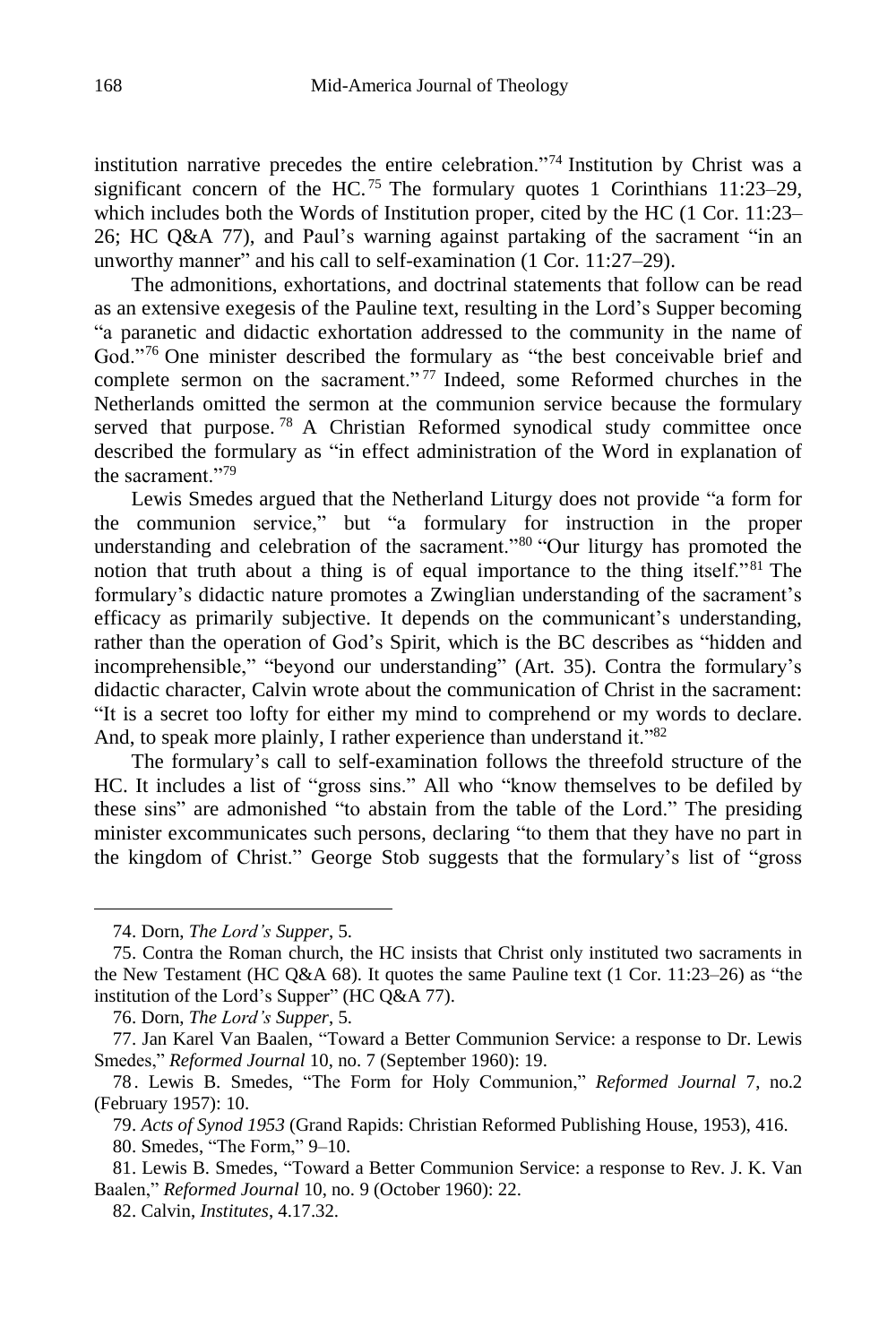institution narrative precedes the entire celebration."[74] Institution by Christ was a significant concern of the HC.[75] The formulary quotes 1 Corinthians 11:23–29, which includes both the Words of Institution proper, cited by the HC (1 Cor. 11:23–26; HC Q&A 77), and Paul's warning against partaking of the sacrament "in an unworthy manner" and his call to self-examination (1 Cor. 11:27–29).

The admonitions, exhortations, and doctrinal statements that follow can be read as an extensive exegesis of the Pauline text, resulting in the Lord's Supper becoming "a paranetic and didactic exhortation addressed to the community in the name of God."[76] One minister described the formulary as "the best conceivable brief and complete sermon on the sacrament."[77] Indeed, some Reformed churches in the Netherlands omitted the sermon at the communion service because the formulary served that purpose.[78] A Christian Reformed synodical study committee once described the formulary as "in effect administration of the Word in explanation of the sacrament."[79]

Lewis Smedes argued that the Netherland Liturgy does not provide "a form for the communion service," but "a formulary for instruction in the proper understanding and celebration of the sacrament."[80] "Our liturgy has promoted the notion that truth about a thing is of equal importance to the thing itself."[81] The formulary's didactic nature promotes a Zwinglian understanding of the sacrament's efficacy as primarily subjective. It depends on the communicant's understanding, rather than the operation of God's Spirit, which is the BC describes as "hidden and incomprehensible," "beyond our understanding" (Art. 35). Contra the formulary's didactic character, Calvin wrote about the communication of Christ in the sacrament: "It is a secret too lofty for either my mind to comprehend or my words to declare. And, to speak more plainly, I rather experience than understand it."[82]

The formulary's call to self-examination follows the threefold structure of the HC. It includes a list of "gross sins." All who "know themselves to be defiled by these sins" are admonished "to abstain from the table of the Lord." The presiding minister excommunicates such persons, declaring "to them that they have no part in the kingdom of Christ." George Stob suggests that the formulary's list of "gross

---

74. Dorn, *The Lord's Supper*, 5.

75. Contra the Roman church, the HC insists that Christ only instituted two sacraments in the New Testament (HC Q&A 68). It quotes the same Pauline text (1 Cor. 11:23–26) as "the institution of the Lord's Supper" (HC Q&A 77).

76. Dorn, *The Lord's Supper*, 5.

77. Jan Karel Van Baalen, "Toward a Better Communion Service: a response to Dr. Lewis Smedes," *Reformed Journal* 10, no. 7 (September 1960): 19.

78. Lewis B. Smedes, "The Form for Holy Communion," *Reformed Journal* 7, no.2 (February 1957): 10.

79. *Acts of Synod 1953* (Grand Rapids: Christian Reformed Publishing House, 1953), 416.

80. Smedes, "The Form," 9–10.

81. Lewis B. Smedes, "Toward a Better Communion Service: a response to Rev. J. K. Van Baalen," *Reformed Journal* 10, no. 9 (October 1960): 22.

82. Calvin, *Institutes*, 4.17.32.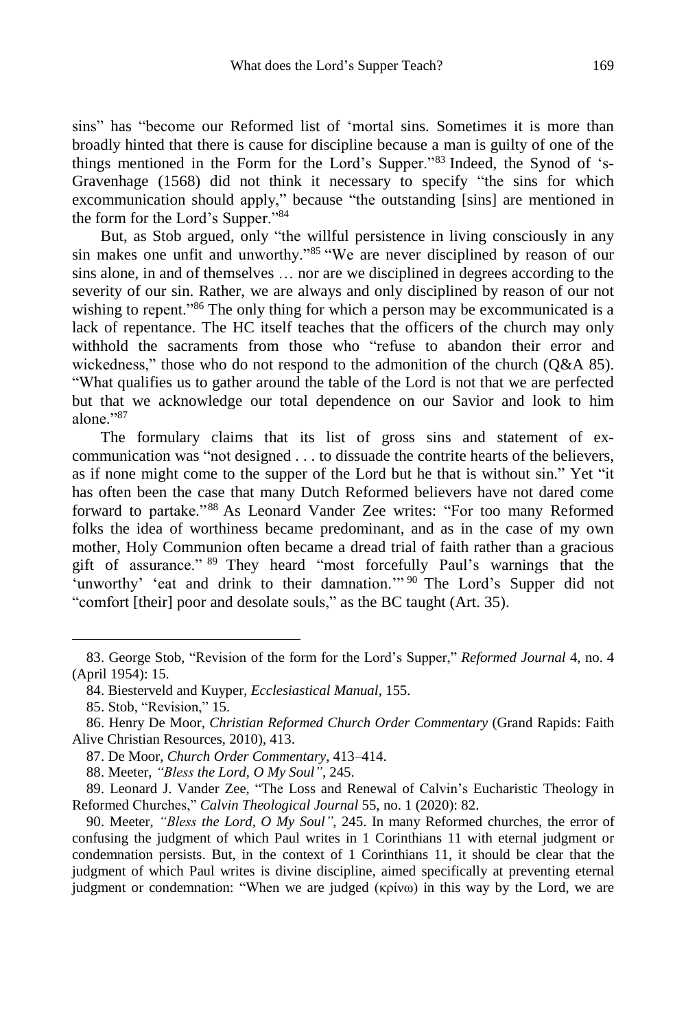sins" has "become our Reformed list of 'mortal sins. Sometimes it is more than broadly hinted that there is cause for discipline because a man is guilty of one of the things mentioned in the Form for the Lord's Supper."[83] Indeed, the Synod of 's-Gravenhage (1568) did not think it necessary to specify "the sins for which excommunication should apply," because "the outstanding [sins] are mentioned in the form for the Lord's Supper."[84]

But, as Stob argued, only "the willful persistence in living consciously in any sin makes one unfit and unworthy."[85] "We are never disciplined by reason of our sins alone, in and of themselves … nor are we disciplined in degrees according to the severity of our sin. Rather, we are always and only disciplined by reason of our not wishing to repent."[86] The only thing for which a person may be excommunicated is a lack of repentance. The HC itself teaches that the officers of the church may only withhold the sacraments from those who "refuse to abandon their error and wickedness," those who do not respond to the admonition of the church (Q&A 85). "What qualifies us to gather around the table of the Lord is not that we are perfected but that we acknowledge our total dependence on our Savior and look to him alone."[87]

The formulary claims that its list of gross sins and statement of excommunication was "not designed . . . to dissuade the contrite hearts of the believers, as if none might come to the supper of the Lord but he that is without sin." Yet "it has often been the case that many Dutch Reformed believers have not dared come forward to partake."[88] As Leonard Vander Zee writes: "For too many Reformed folks the idea of worthiness became predominant, and as in the case of my own mother, Holy Communion often became a dread trial of faith rather than a gracious gift of assurance."[89] They heard "most forcefully Paul's warnings that the 'unworthy' 'eat and drink to their damnation.'"[90] The Lord's Supper did not "comfort [their] poor and desolate souls," as the BC taught (Art. 35).

---

83. George Stob, "Revision of the form for the Lord's Supper," *Reformed Journal* 4, no. 4 (April 1954): 15.

84. Biesterveld and Kuyper, *Ecclesiastical Manual*, 155.

85. Stob, "Revision," 15.

86. Henry De Moor, *Christian Reformed Church Order Commentary* (Grand Rapids: Faith Alive Christian Resources, 2010), 413.

87. De Moor, *Church Order Commentary*, 413–414.

88. Meeter, *"Bless the Lord, O My Soul"*, 245.

89. Leonard J. Vander Zee, "The Loss and Renewal of Calvin's Eucharistic Theology in Reformed Churches," *Calvin Theological Journal* 55, no. 1 (2020): 82.

90. Meeter, *"Bless the Lord, O My Soul"*, 245. In many Reformed churches, the error of confusing the judgment of which Paul writes in 1 Corinthians 11 with eternal judgment or condemnation persists. But, in the context of 1 Corinthians 11, it should be clear that the judgment of which Paul writes is divine discipline, aimed specifically at preventing eternal judgment or condemnation: "When we are judged (κρίνω) in this way by the Lord, we are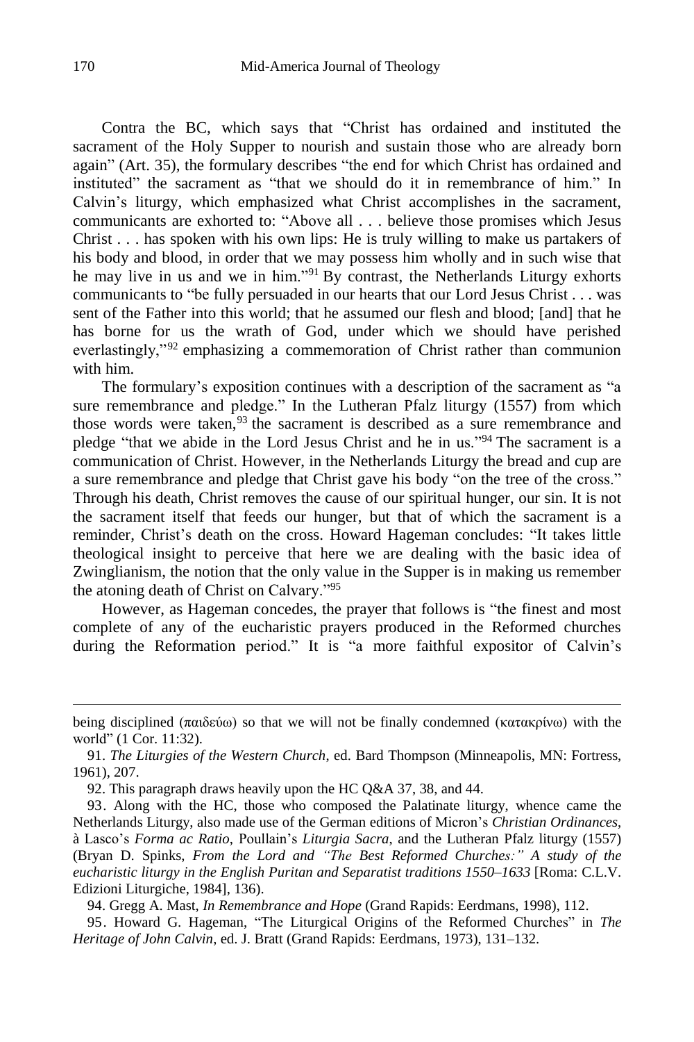Contra the BC, which says that "Christ has ordained and instituted the sacrament of the Holy Supper to nourish and sustain those who are already born again" (Art. 35), the formulary describes "the end for which Christ has ordained and instituted" the sacrament as "that we should do it in remembrance of him." In Calvin's liturgy, which emphasized what Christ accomplishes in the sacrament, communicants are exhorted to: "Above all . . . believe those promises which Jesus Christ . . . has spoken with his own lips: He is truly willing to make us partakers of his body and blood, in order that we may possess him wholly and in such wise that he may live in us and we in him."[91] By contrast, the Netherlands Liturgy exhorts communicants to "be fully persuaded in our hearts that our Lord Jesus Christ . . . was sent of the Father into this world; that he assumed our flesh and blood; [and] that he has borne for us the wrath of God, under which we should have perished everlastingly,"[92] emphasizing a commemoration of Christ rather than communion with him.

The formulary's exposition continues with a description of the sacrament as "a sure remembrance and pledge." In the Lutheran Pfalz liturgy (1557) from which those words were taken,[93] the sacrament is described as a sure remembrance and pledge "that we abide in the Lord Jesus Christ and he in us."[94] The sacrament is a communication of Christ. However, in the Netherlands Liturgy the bread and cup are a sure remembrance and pledge that Christ gave his body "on the tree of the cross." Through his death, Christ removes the cause of our spiritual hunger, our sin. It is not the sacrament itself that feeds our hunger, but that of which the sacrament is a reminder, Christ's death on the cross. Howard Hageman concludes: "It takes little theological insight to perceive that here we are dealing with the basic idea of Zwinglianism, the notion that the only value in the Supper is in making us remember the atoning death of Christ on Calvary."[95]

However, as Hageman concedes, the prayer that follows is "the finest and most complete of any of the eucharistic prayers produced in the Reformed churches during the Reformation period." It is "a more faithful expositor of Calvin's

---

being disciplined (παιδεύω) so that we will not be finally condemned (κατακρίνω) with the world" (1 Cor. 11:32).

91. *The Liturgies of the Western Church*, ed. Bard Thompson (Minneapolis, MN: Fortress, 1961), 207.

92. This paragraph draws heavily upon the HC Q&A 37, 38, and 44.

93. Along with the HC, those who composed the Palatinate liturgy, whence came the Netherlands Liturgy, also made use of the German editions of Micron's *Christian Ordinances*, à Lasco's *Forma ac Ratio*, Poullain's *Liturgia Sacra*, and the Lutheran Pfalz liturgy (1557) (Bryan D. Spinks, *From the Lord and "The Best Reformed Churches:" A study of the eucharistic liturgy in the English Puritan and Separatist traditions 1550–1633* [Roma: C.L.V. Edizioni Liturgiche, 1984], 136).

94. Gregg A. Mast, *In Remembrance and Hope* (Grand Rapids: Eerdmans, 1998), 112.

95. Howard G. Hageman, "The Liturgical Origins of the Reformed Churches" in *The Heritage of John Calvin*, ed. J. Bratt (Grand Rapids: Eerdmans, 1973), 131–132.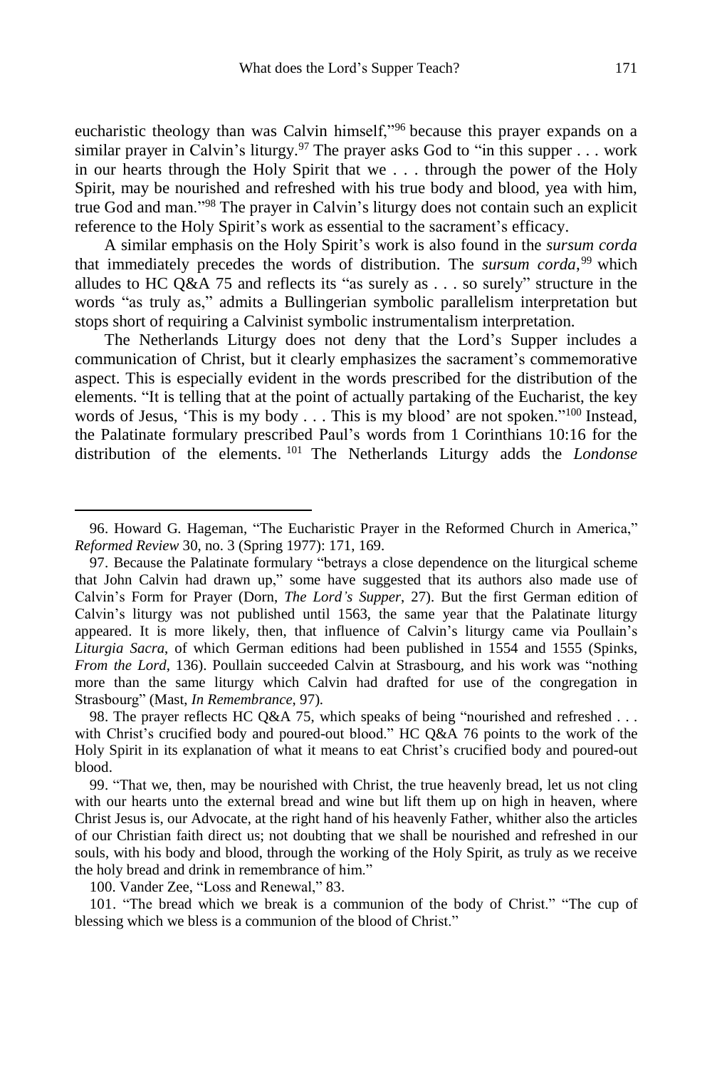eucharistic theology than was Calvin himself,"[96] because this prayer expands on a similar prayer in Calvin's liturgy.[97] The prayer asks God to "in this supper . . . work in our hearts through the Holy Spirit that we . . . through the power of the Holy Spirit, may be nourished and refreshed with his true body and blood, yea with him, true God and man."[98] The prayer in Calvin's liturgy does not contain such an explicit reference to the Holy Spirit's work as essential to the sacrament's efficacy.

A similar emphasis on the Holy Spirit's work is also found in the *sursum corda* that immediately precedes the words of distribution. The *sursum corda*,[99] which alludes to HC Q&A 75 and reflects its "as surely as . . . so surely" structure in the words "as truly as," admits a Bullingerian symbolic parallelism interpretation but stops short of requiring a Calvinist symbolic instrumentalism interpretation.

The Netherlands Liturgy does not deny that the Lord's Supper includes a communication of Christ, but it clearly emphasizes the sacrament's commemorative aspect. This is especially evident in the words prescribed for the distribution of the elements. "It is telling that at the point of actually partaking of the Eucharist, the key words of Jesus, 'This is my body . . . This is my blood' are not spoken."[100] Instead, the Palatinate formulary prescribed Paul's words from 1 Corinthians 10:16 for the distribution of the elements.[101] The Netherlands Liturgy adds the *Londonse*

---

96. Howard G. Hageman, "The Eucharistic Prayer in the Reformed Church in America," *Reformed Review* 30, no. 3 (Spring 1977): 171, 169.

97. Because the Palatinate formulary "betrays a close dependence on the liturgical scheme that John Calvin had drawn up," some have suggested that its authors also made use of Calvin's Form for Prayer (Dorn, *The Lord's Supper*, 27). But the first German edition of Calvin's liturgy was not published until 1563, the same year that the Palatinate liturgy appeared. It is more likely, then, that influence of Calvin's liturgy came via Poullain's *Liturgia Sacra*, of which German editions had been published in 1554 and 1555 (Spinks, *From the Lord*, 136). Poullain succeeded Calvin at Strasbourg, and his work was "nothing more than the same liturgy which Calvin had drafted for use of the congregation in Strasbourg" (Mast, *In Remembrance*, 97).

98. The prayer reflects HC Q&A 75, which speaks of being "nourished and refreshed . . . with Christ's crucified body and poured-out blood." HC Q&A 76 points to the work of the Holy Spirit in its explanation of what it means to eat Christ's crucified body and poured-out blood.

99. "That we, then, may be nourished with Christ, the true heavenly bread, let us not cling with our hearts unto the external bread and wine but lift them up on high in heaven, where Christ Jesus is, our Advocate, at the right hand of his heavenly Father, whither also the articles of our Christian faith direct us; not doubting that we shall be nourished and refreshed in our souls, with his body and blood, through the working of the Holy Spirit, as truly as we receive the holy bread and drink in remembrance of him."

100. Vander Zee, "Loss and Renewal," 83.

101. "The bread which we break is a communion of the body of Christ." "The cup of blessing which we bless is a communion of the blood of Christ."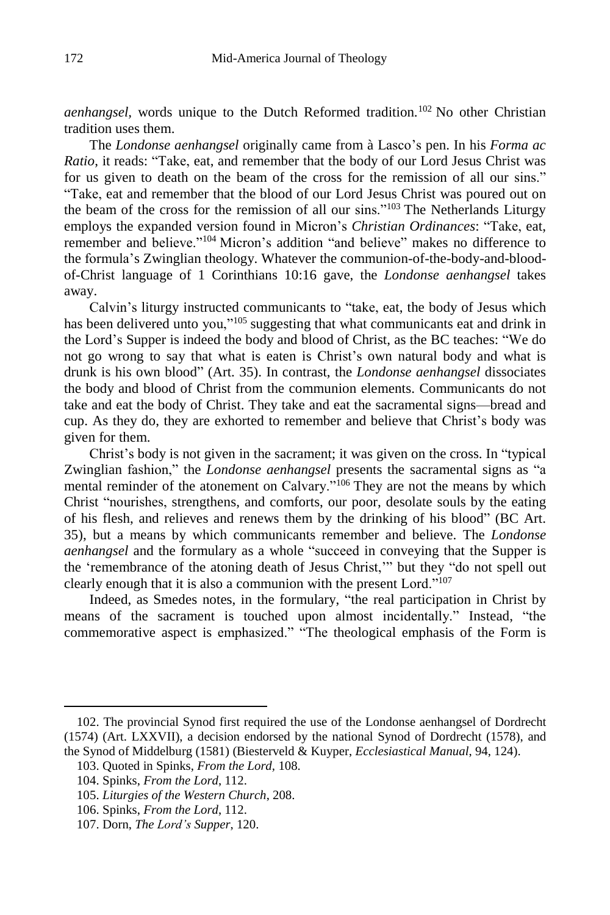*aenhangsel*, words unique to the Dutch Reformed tradition.[102] No other Christian tradition uses them.

The *Londonse aenhangsel* originally came from à Lasco's pen. In his *Forma ac Ratio*, it reads: "Take, eat, and remember that the body of our Lord Jesus Christ was for us given to death on the beam of the cross for the remission of all our sins." "Take, eat and remember that the blood of our Lord Jesus Christ was poured out on the beam of the cross for the remission of all our sins."[103] The Netherlands Liturgy employs the expanded version found in Micron's *Christian Ordinances*: "Take, eat, remember and believe."[104] Micron's addition "and believe" makes no difference to the formula's Zwinglian theology. Whatever the communion-of-the-body-and-blood-of-Christ language of 1 Corinthians 10:16 gave, the *Londonse aenhangsel* takes away.

Calvin's liturgy instructed communicants to "take, eat, the body of Jesus which has been delivered unto you,"[105] suggesting that what communicants eat and drink in the Lord's Supper is indeed the body and blood of Christ, as the BC teaches: "We do not go wrong to say that what is eaten is Christ's own natural body and what is drunk is his own blood" (Art. 35). In contrast, the *Londonse aenhangsel* dissociates the body and blood of Christ from the communion elements. Communicants do not take and eat the body of Christ. They take and eat the sacramental signs—bread and cup. As they do, they are exhorted to remember and believe that Christ's body was given for them.

Christ's body is not given in the sacrament; it was given on the cross. In "typical Zwinglian fashion," the *Londonse aenhangsel* presents the sacramental signs as "a mental reminder of the atonement on Calvary."[106] They are not the means by which Christ "nourishes, strengthens, and comforts, our poor, desolate souls by the eating of his flesh, and relieves and renews them by the drinking of his blood" (BC Art. 35), but a means by which communicants remember and believe. The *Londonse aenhangsel* and the formulary as a whole "succeed in conveying that the Supper is the 'remembrance of the atoning death of Jesus Christ,'" but they "do not spell out clearly enough that it is also a communion with the present Lord."[107]

Indeed, as Smedes notes, in the formulary, "the real participation in Christ by means of the sacrament is touched upon almost incidentally." Instead, "the commemorative aspect is emphasized." "The theological emphasis of the Form is

---

102. The provincial Synod first required the use of the Londonse aenhangsel of Dordrecht (1574) (Art. LXXVII), a decision endorsed by the national Synod of Dordrecht (1578), and the Synod of Middelburg (1581) (Biesterveld & Kuyper, *Ecclesiastical Manual*, 94, 124).

103. Quoted in Spinks, *From the Lord*, 108.

104. Spinks, *From the Lord*, 112.

105. *Liturgies of the Western Church*, 208.

106. Spinks, *From the Lord*, 112.

107. Dorn, *The Lord's Supper*, 120.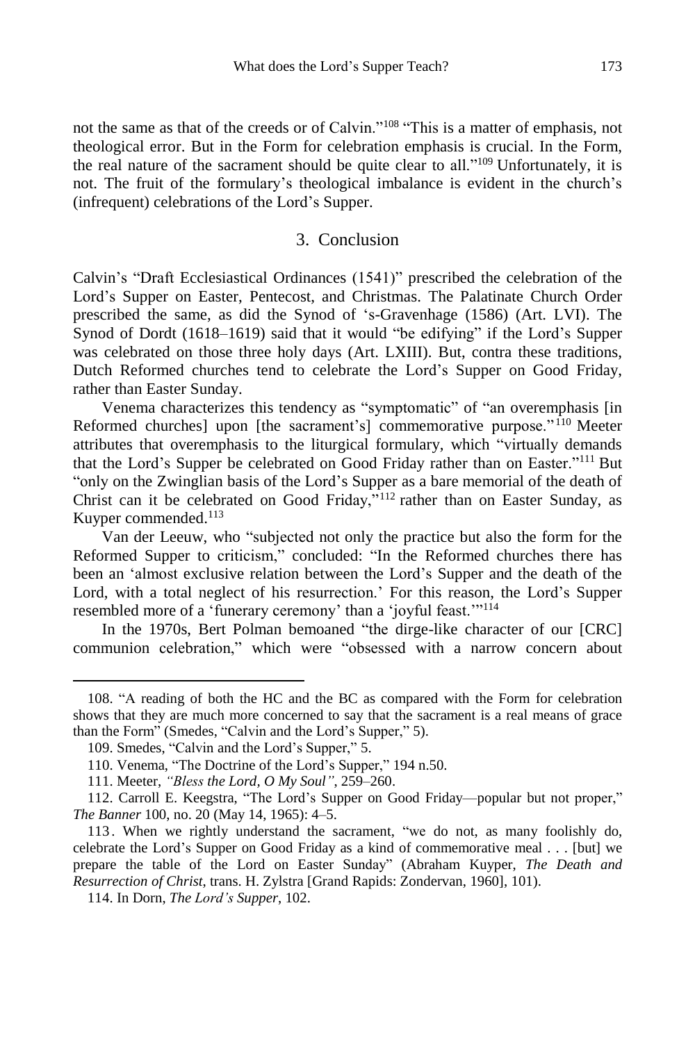not the same as that of the creeds or of Calvin."[108] "This is a matter of emphasis, not theological error. But in the Form for celebration emphasis is crucial. In the Form, the real nature of the sacrament should be quite clear to all."[109] Unfortunately, it is not. The fruit of the formulary's theological imbalance is evident in the church's (infrequent) celebrations of the Lord's Supper.

## 3. Conclusion

Calvin's "Draft Ecclesiastical Ordinances (1541)" prescribed the celebration of the Lord's Supper on Easter, Pentecost, and Christmas. The Palatinate Church Order prescribed the same, as did the Synod of 's-Gravenhage (1586) (Art. LVI). The Synod of Dordt (1618–1619) said that it would "be edifying" if the Lord's Supper was celebrated on those three holy days (Art. LXIII). But, contra these traditions, Dutch Reformed churches tend to celebrate the Lord's Supper on Good Friday, rather than Easter Sunday.

Venema characterizes this tendency as "symptomatic" of "an overemphasis [in Reformed churches] upon [the sacrament's] commemorative purpose."[110] Meeter attributes that overemphasis to the liturgical formulary, which "virtually demands that the Lord's Supper be celebrated on Good Friday rather than on Easter."[111] But "only on the Zwinglian basis of the Lord's Supper as a bare memorial of the death of Christ can it be celebrated on Good Friday,"[112] rather than on Easter Sunday, as Kuyper commended.[113]

Van der Leeuw, who "subjected not only the practice but also the form for the Reformed Supper to criticism," concluded: "In the Reformed churches there has been an 'almost exclusive relation between the Lord's Supper and the death of the Lord, with a total neglect of his resurrection.' For this reason, the Lord's Supper resembled more of a 'funerary ceremony' than a 'joyful feast.'"[114]

In the 1970s, Bert Polman bemoaned "the dirge-like character of our [CRC] communion celebration," which were "obsessed with a narrow concern about

---

108. "A reading of both the HC and the BC as compared with the Form for celebration shows that they are much more concerned to say that the sacrament is a real means of grace than the Form" (Smedes, "Calvin and the Lord's Supper," 5).

109. Smedes, "Calvin and the Lord's Supper," 5.

110. Venema, "The Doctrine of the Lord's Supper," 194 n.50.

111. Meeter, *"Bless the Lord, O My Soul"*, 259–260.

112. Carroll E. Keegstra, "The Lord's Supper on Good Friday—popular but not proper," *The Banner* 100, no. 20 (May 14, 1965): 4–5.

113. When we rightly understand the sacrament, "we do not, as many foolishly do, celebrate the Lord's Supper on Good Friday as a kind of commemorative meal . . . [but] we prepare the table of the Lord on Easter Sunday" (Abraham Kuyper, *The Death and Resurrection of Christ*, trans. H. Zylstra [Grand Rapids: Zondervan, 1960], 101).

114. In Dorn, *The Lord's Supper*, 102.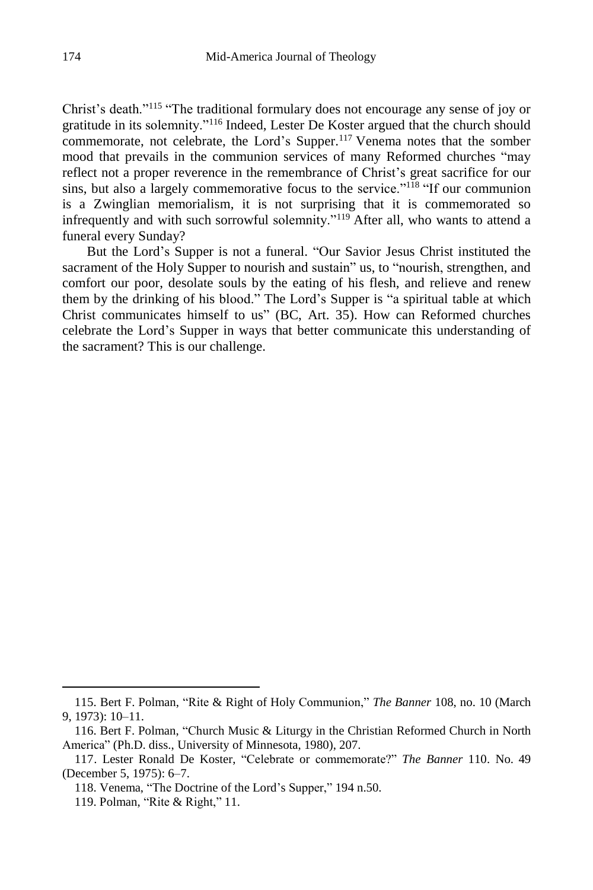Christ's death."[115] "The traditional formulary does not encourage any sense of joy or gratitude in its solemnity."[116] Indeed, Lester De Koster argued that the church should commemorate, not celebrate, the Lord's Supper.[117] Venema notes that the somber mood that prevails in the communion services of many Reformed churches "may reflect not a proper reverence in the remembrance of Christ's great sacrifice for our sins, but also a largely commemorative focus to the service."[118] "If our communion is a Zwinglian memorialism, it is not surprising that it is commemorated so infrequently and with such sorrowful solemnity."[119] After all, who wants to attend a funeral every Sunday?

But the Lord's Supper is not a funeral. "Our Savior Jesus Christ instituted the sacrament of the Holy Supper to nourish and sustain" us, to "nourish, strengthen, and comfort our poor, desolate souls by the eating of his flesh, and relieve and renew them by the drinking of his blood." The Lord's Supper is "a spiritual table at which Christ communicates himself to us" (BC, Art. 35). How can Reformed churches celebrate the Lord's Supper in ways that better communicate this understanding of the sacrament? This is our challenge.

---

115. Bert F. Polman, "Rite & Right of Holy Communion," *The Banner* 108, no. 10 (March 9, 1973): 10–11.

116. Bert F. Polman, "Church Music & Liturgy in the Christian Reformed Church in North America" (Ph.D. diss., University of Minnesota, 1980), 207.

117. Lester Ronald De Koster, "Celebrate or commemorate?" *The Banner* 110. No. 49 (December 5, 1975): 6–7.

118. Venema, "The Doctrine of the Lord's Supper," 194 n.50.

119. Polman, "Rite & Right," 11.